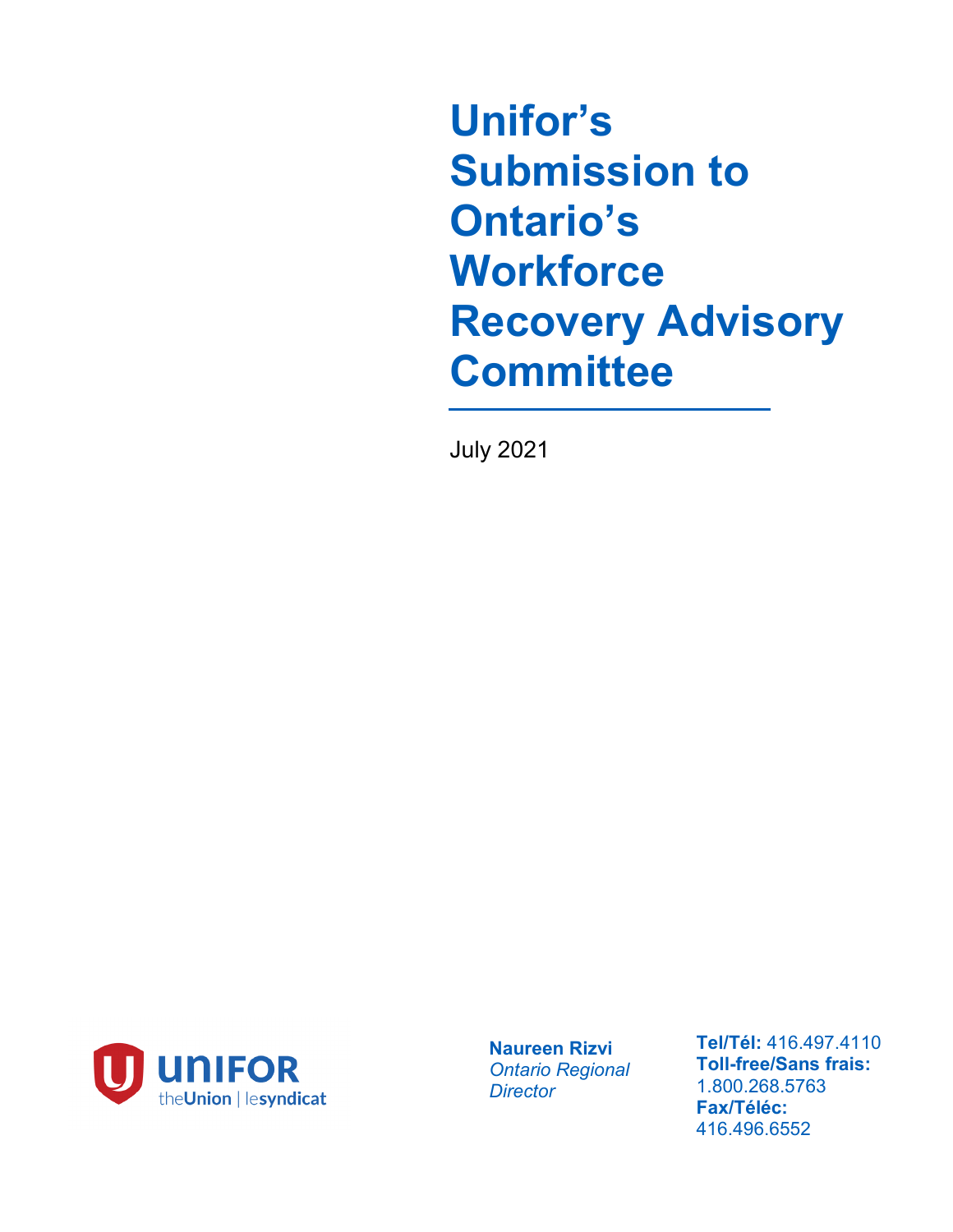# Unifor's Submission to Ontario's Workforce Recovery Advisory Committee

July 2021

UNIFOR
theUnion | lesyndicat

**Naureen Rizvi**
*Ontario Regional Director*

**Tel/Tél:** 416.497.4110
**Toll-free/Sans frais:** 1.800.268.5763
**Fax/Téléc:** 416.496.6552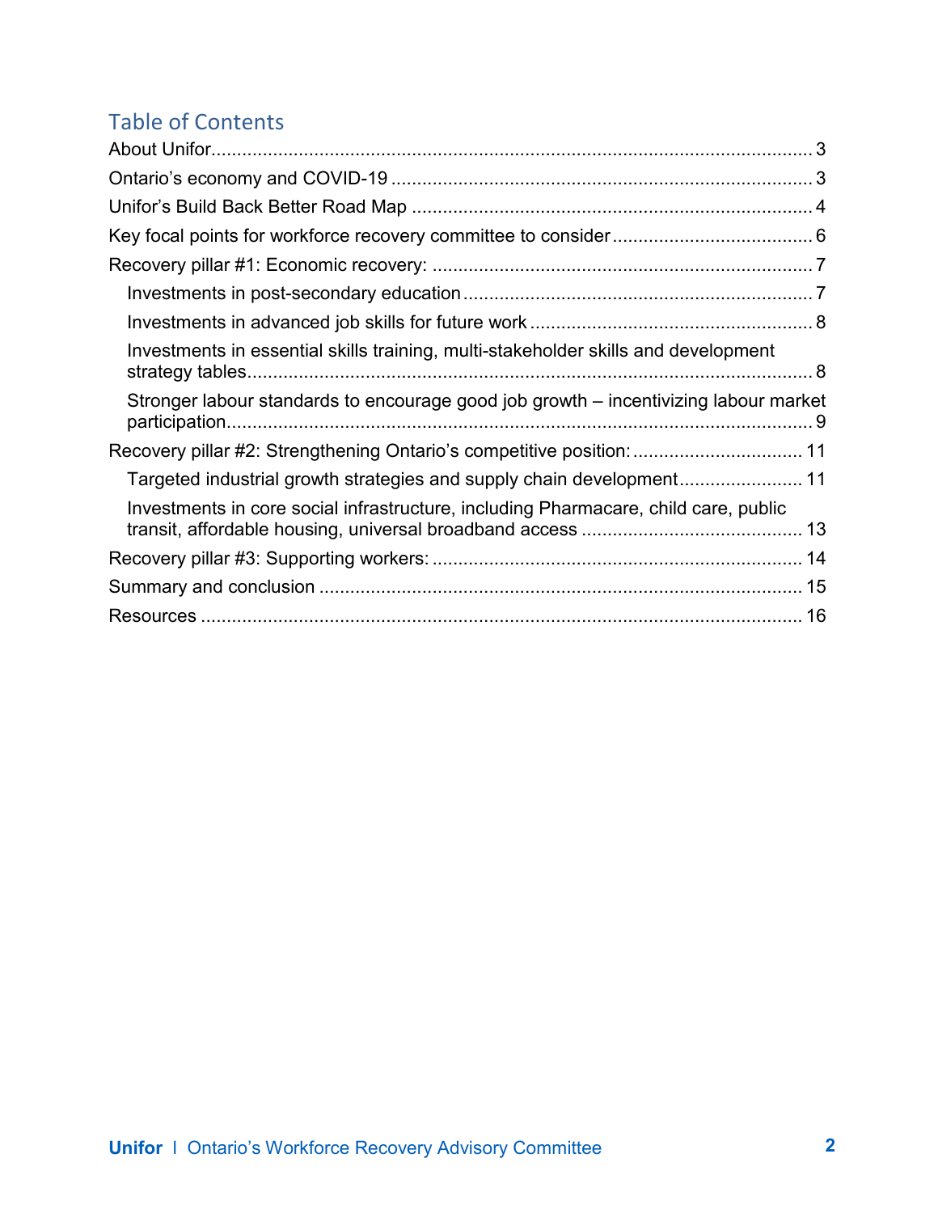## Table of Contents

About Unifor ... 3

Ontario's economy and COVID-19 ... 3

Unifor's Build Back Better Road Map ... 4

Key focal points for workforce recovery committee to consider ... 6

Recovery pillar #1: Economic recovery: ... 7

- Investments in post-secondary education ... 7
- Investments in advanced job skills for future work ... 8
- Investments in essential skills training, multi-stakeholder skills and development strategy tables ... 8
- Stronger labour standards to encourage good job growth – incentivizing labour market participation ... 9

Recovery pillar #2: Strengthening Ontario's competitive position: ... 11

- Targeted industrial growth strategies and supply chain development ... 11
- Investments in core social infrastructure, including Pharmacare, child care, public transit, affordable housing, universal broadband access ... 13

Recovery pillar #3: Supporting workers: ... 14

Summary and conclusion ... 15

Resources ... 16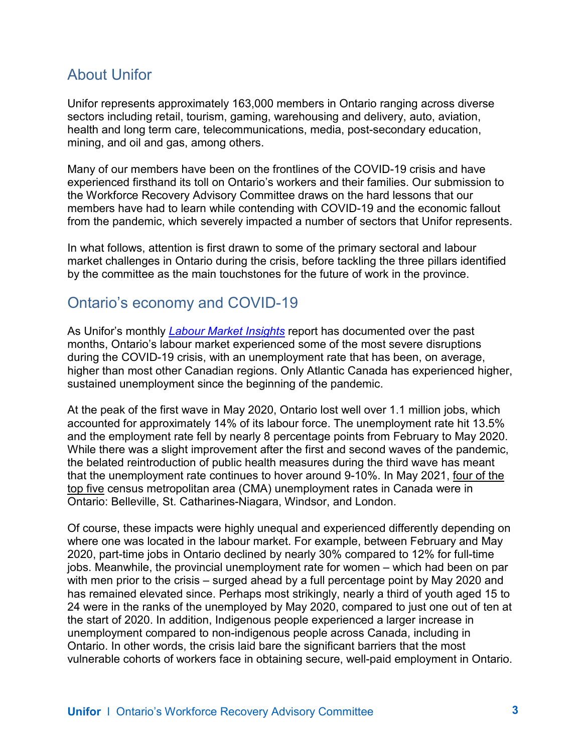## About Unifor

Unifor represents approximately 163,000 members in Ontario ranging across diverse sectors including retail, tourism, gaming, warehousing and delivery, auto, aviation, health and long term care, telecommunications, media, post-secondary education, mining, and oil and gas, among others.

Many of our members have been on the frontlines of the COVID-19 crisis and have experienced firsthand its toll on Ontario's workers and their families. Our submission to the Workforce Recovery Advisory Committee draws on the hard lessons that our members have had to learn while contending with COVID-19 and the economic fallout from the pandemic, which severely impacted a number of sectors that Unifor represents.

In what follows, attention is first drawn to some of the primary sectoral and labour market challenges in Ontario during the crisis, before tackling the three pillars identified by the committee as the main touchstones for the future of work in the province.

## Ontario's economy and COVID-19

As Unifor's monthly *Labour Market Insights* report has documented over the past months, Ontario's labour market experienced some of the most severe disruptions during the COVID-19 crisis, with an unemployment rate that has been, on average, higher than most other Canadian regions. Only Atlantic Canada has experienced higher, sustained unemployment since the beginning of the pandemic.

At the peak of the first wave in May 2020, Ontario lost well over 1.1 million jobs, which accounted for approximately 14% of its labour force. The unemployment rate hit 13.5% and the employment rate fell by nearly 8 percentage points from February to May 2020. While there was a slight improvement after the first and second waves of the pandemic, the belated reintroduction of public health measures during the third wave has meant that the unemployment rate continues to hover around 9-10%. In May 2021, four of the top five census metropolitan area (CMA) unemployment rates in Canada were in Ontario: Belleville, St. Catharines-Niagara, Windsor, and London.

Of course, these impacts were highly unequal and experienced differently depending on where one was located in the labour market. For example, between February and May 2020, part-time jobs in Ontario declined by nearly 30% compared to 12% for full-time jobs. Meanwhile, the provincial unemployment rate for women – which had been on par with men prior to the crisis – surged ahead by a full percentage point by May 2020 and has remained elevated since. Perhaps most strikingly, nearly a third of youth aged 15 to 24 were in the ranks of the unemployed by May 2020, compared to just one out of ten at the start of 2020. In addition, Indigenous people experienced a larger increase in unemployment compared to non-indigenous people across Canada, including in Ontario. In other words, the crisis laid bare the significant barriers that the most vulnerable cohorts of workers face in obtaining secure, well-paid employment in Ontario.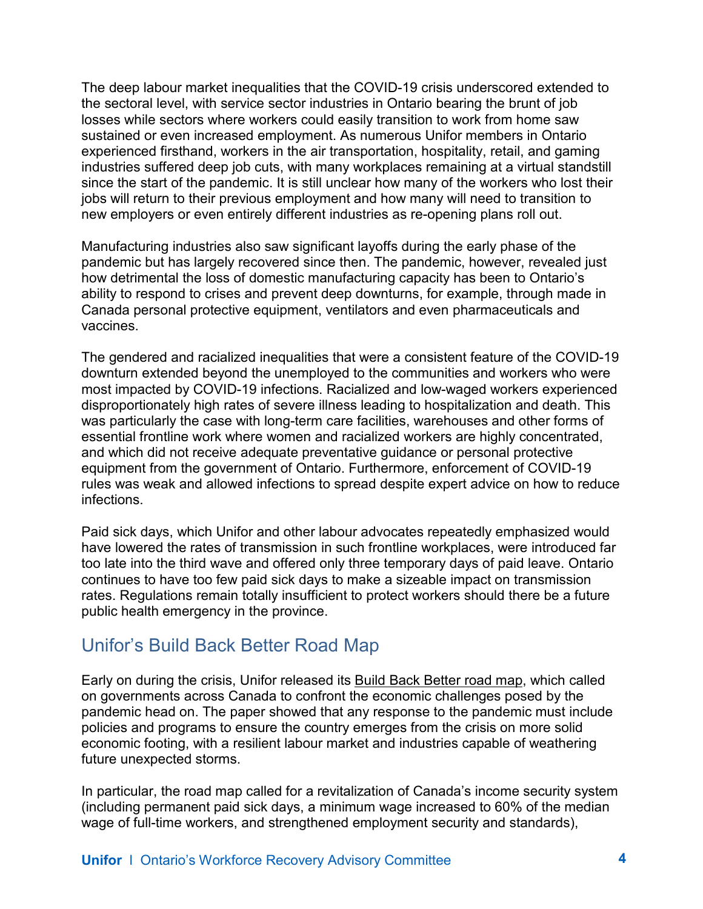The deep labour market inequalities that the COVID-19 crisis underscored extended to the sectoral level, with service sector industries in Ontario bearing the brunt of job losses while sectors where workers could easily transition to work from home saw sustained or even increased employment. As numerous Unifor members in Ontario experienced firsthand, workers in the air transportation, hospitality, retail, and gaming industries suffered deep job cuts, with many workplaces remaining at a virtual standstill since the start of the pandemic. It is still unclear how many of the workers who lost their jobs will return to their previous employment and how many will need to transition to new employers or even entirely different industries as re-opening plans roll out.

Manufacturing industries also saw significant layoffs during the early phase of the pandemic but has largely recovered since then. The pandemic, however, revealed just how detrimental the loss of domestic manufacturing capacity has been to Ontario's ability to respond to crises and prevent deep downturns, for example, through made in Canada personal protective equipment, ventilators and even pharmaceuticals and vaccines.

The gendered and racialized inequalities that were a consistent feature of the COVID-19 downturn extended beyond the unemployed to the communities and workers who were most impacted by COVID-19 infections. Racialized and low-waged workers experienced disproportionately high rates of severe illness leading to hospitalization and death. This was particularly the case with long-term care facilities, warehouses and other forms of essential frontline work where women and racialized workers are highly concentrated, and which did not receive adequate preventative guidance or personal protective equipment from the government of Ontario. Furthermore, enforcement of COVID-19 rules was weak and allowed infections to spread despite expert advice on how to reduce infections.

Paid sick days, which Unifor and other labour advocates repeatedly emphasized would have lowered the rates of transmission in such frontline workplaces, were introduced far too late into the third wave and offered only three temporary days of paid leave. Ontario continues to have too few paid sick days to make a sizeable impact on transmission rates. Regulations remain totally insufficient to protect workers should there be a future public health emergency in the province.

## Unifor's Build Back Better Road Map

Early on during the crisis, Unifor released its Build Back Better road map, which called on governments across Canada to confront the economic challenges posed by the pandemic head on. The paper showed that any response to the pandemic must include policies and programs to ensure the country emerges from the crisis on more solid economic footing, with a resilient labour market and industries capable of weathering future unexpected storms.

In particular, the road map called for a revitalization of Canada's income security system (including permanent paid sick days, a minimum wage increased to 60% of the median wage of full-time workers, and strengthened employment security and standards),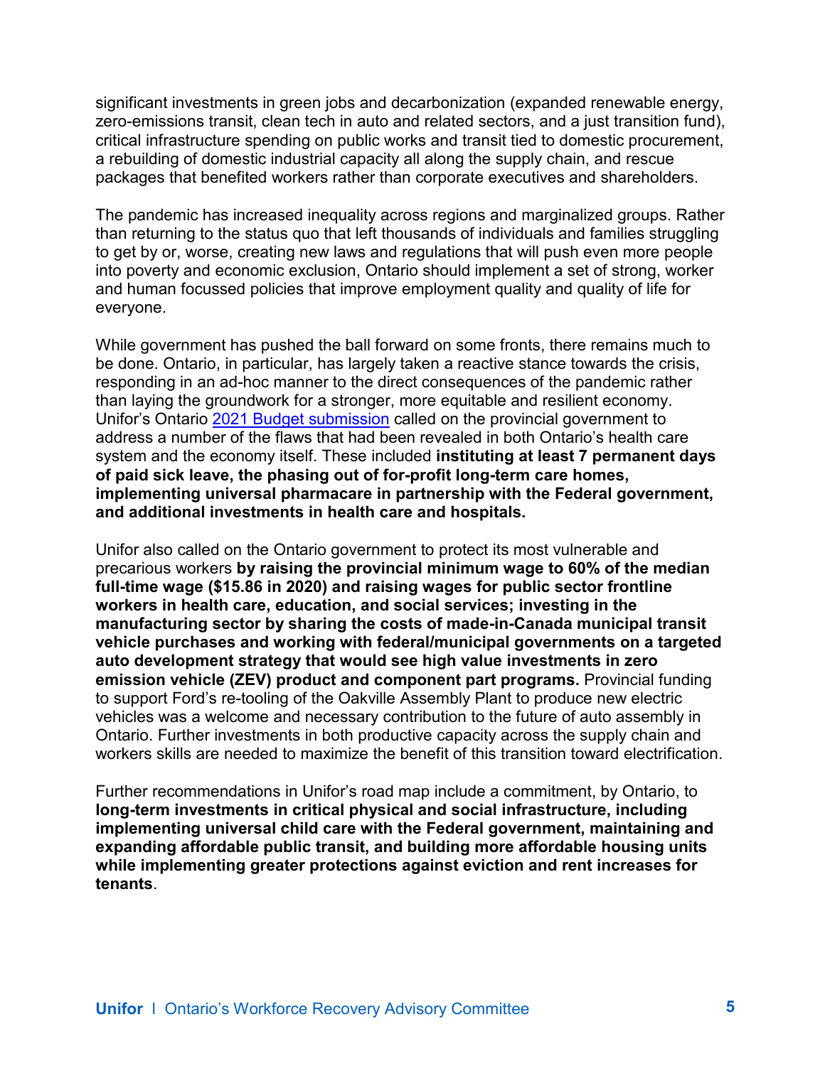significant investments in green jobs and decarbonization (expanded renewable energy, zero-emissions transit, clean tech in auto and related sectors, and a just transition fund), critical infrastructure spending on public works and transit tied to domestic procurement, a rebuilding of domestic industrial capacity all along the supply chain, and rescue packages that benefited workers rather than corporate executives and shareholders.

The pandemic has increased inequality across regions and marginalized groups. Rather than returning to the status quo that left thousands of individuals and families struggling to get by or, worse, creating new laws and regulations that will push even more people into poverty and economic exclusion, Ontario should implement a set of strong, worker and human focussed policies that improve employment quality and quality of life for everyone.

While government has pushed the ball forward on some fronts, there remains much to be done. Ontario, in particular, has largely taken a reactive stance towards the crisis, responding in an ad-hoc manner to the direct consequences of the pandemic rather than laying the groundwork for a stronger, more equitable and resilient economy. Unifor's Ontario 2021 Budget submission called on the provincial government to address a number of the flaws that had been revealed in both Ontario's health care system and the economy itself. These included **instituting at least 7 permanent days of paid sick leave, the phasing out of for-profit long-term care homes, implementing universal pharmacare in partnership with the Federal government, and additional investments in health care and hospitals.**

Unifor also called on the Ontario government to protect its most vulnerable and precarious workers **by raising the provincial minimum wage to 60% of the median full-time wage ($15.86 in 2020) and raising wages for public sector frontline workers in health care, education, and social services; investing in the manufacturing sector by sharing the costs of made-in-Canada municipal transit vehicle purchases and working with federal/municipal governments on a targeted auto development strategy that would see high value investments in zero emission vehicle (ZEV) product and component part programs.** Provincial funding to support Ford's re-tooling of the Oakville Assembly Plant to produce new electric vehicles was a welcome and necessary contribution to the future of auto assembly in Ontario. Further investments in both productive capacity across the supply chain and workers skills are needed to maximize the benefit of this transition toward electrification.

Further recommendations in Unifor's road map include a commitment, by Ontario, to **long-term investments in critical physical and social infrastructure, including implementing universal child care with the Federal government, maintaining and expanding affordable public transit, and building more affordable housing units while implementing greater protections against eviction and rent increases for tenants**.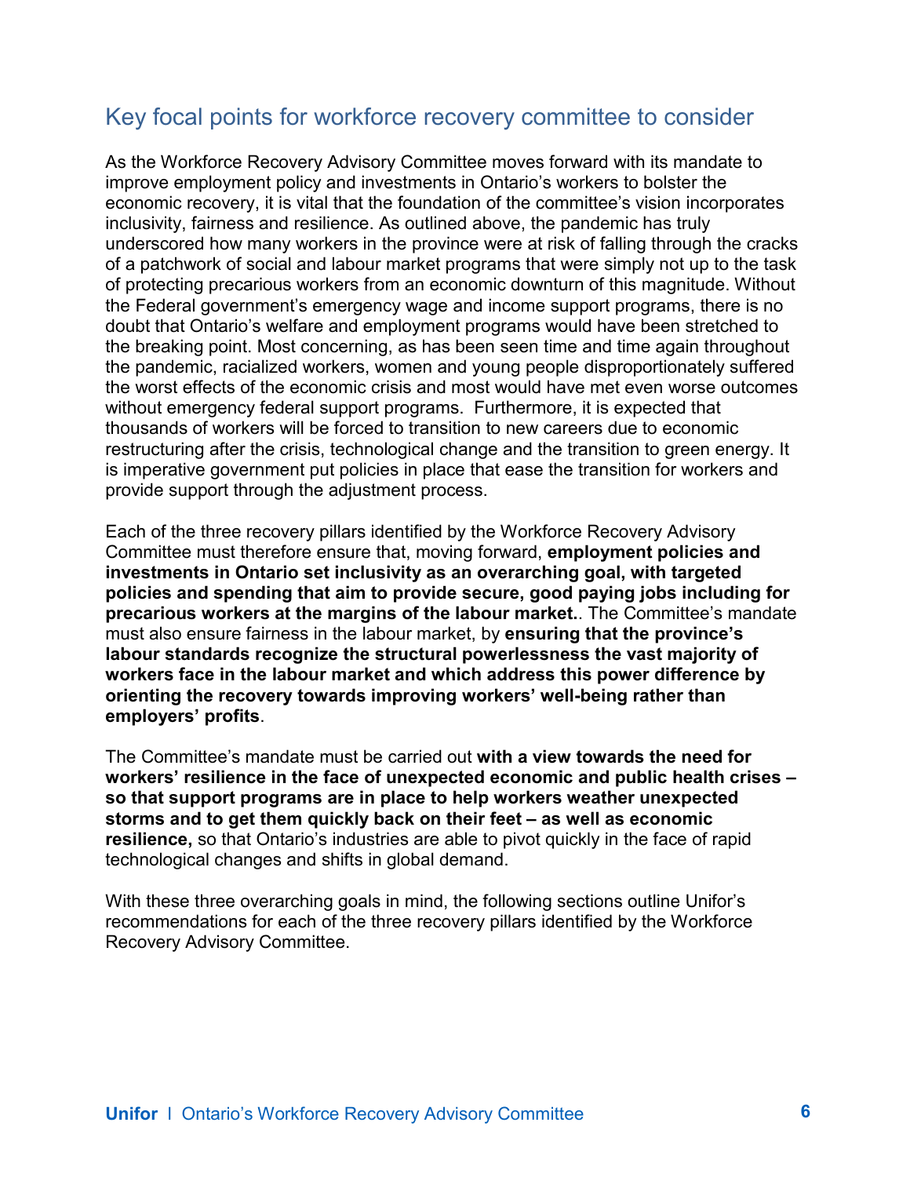## Key focal points for workforce recovery committee to consider

As the Workforce Recovery Advisory Committee moves forward with its mandate to improve employment policy and investments in Ontario's workers to bolster the economic recovery, it is vital that the foundation of the committee's vision incorporates inclusivity, fairness and resilience. As outlined above, the pandemic has truly underscored how many workers in the province were at risk of falling through the cracks of a patchwork of social and labour market programs that were simply not up to the task of protecting precarious workers from an economic downturn of this magnitude. Without the Federal government's emergency wage and income support programs, there is no doubt that Ontario's welfare and employment programs would have been stretched to the breaking point. Most concerning, as has been seen time and time again throughout the pandemic, racialized workers, women and young people disproportionately suffered the worst effects of the economic crisis and most would have met even worse outcomes without emergency federal support programs. Furthermore, it is expected that thousands of workers will be forced to transition to new careers due to economic restructuring after the crisis, technological change and the transition to green energy. It is imperative government put policies in place that ease the transition for workers and provide support through the adjustment process.

Each of the three recovery pillars identified by the Workforce Recovery Advisory Committee must therefore ensure that, moving forward, **employment policies and investments in Ontario set inclusivity as an overarching goal, with targeted policies and spending that aim to provide secure, good paying jobs including for precarious workers at the margins of the labour market.**. The Committee's mandate must also ensure fairness in the labour market, by **ensuring that the province's labour standards recognize the structural powerlessness the vast majority of workers face in the labour market and which address this power difference by orienting the recovery towards improving workers' well-being rather than employers' profits**.

The Committee's mandate must be carried out **with a view towards the need for workers' resilience in the face of unexpected economic and public health crises – so that support programs are in place to help workers weather unexpected storms and to get them quickly back on their feet – as well as economic resilience,** so that Ontario's industries are able to pivot quickly in the face of rapid technological changes and shifts in global demand.

With these three overarching goals in mind, the following sections outline Unifor's recommendations for each of the three recovery pillars identified by the Workforce Recovery Advisory Committee.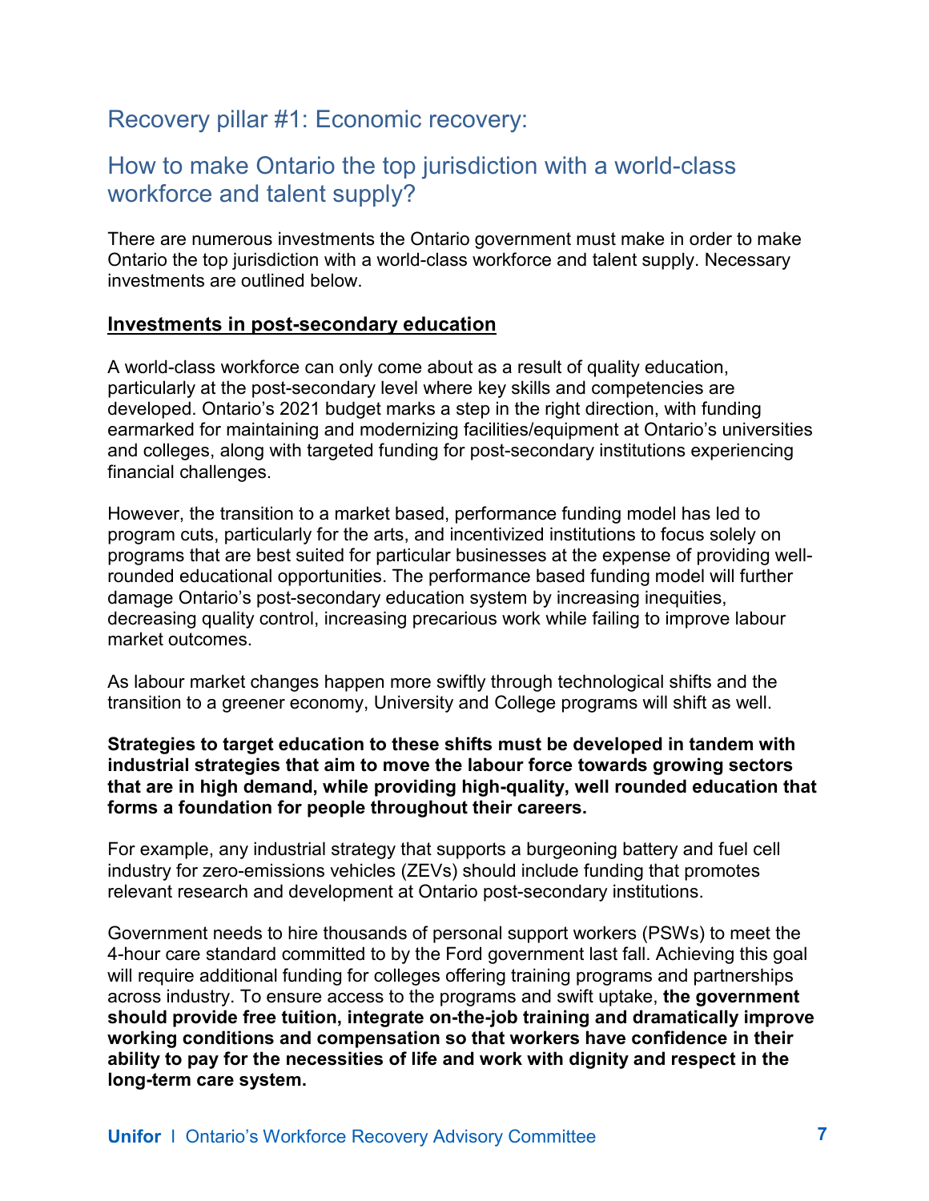## Recovery pillar #1: Economic recovery:

## How to make Ontario the top jurisdiction with a world-class workforce and talent supply?

There are numerous investments the Ontario government must make in order to make Ontario the top jurisdiction with a world-class workforce and talent supply. Necessary investments are outlined below.

### Investments in post-secondary education

A world-class workforce can only come about as a result of quality education, particularly at the post-secondary level where key skills and competencies are developed. Ontario's 2021 budget marks a step in the right direction, with funding earmarked for maintaining and modernizing facilities/equipment at Ontario's universities and colleges, along with targeted funding for post-secondary institutions experiencing financial challenges.

However, the transition to a market based, performance funding model has led to program cuts, particularly for the arts, and incentivized institutions to focus solely on programs that are best suited for particular businesses at the expense of providing well-rounded educational opportunities. The performance based funding model will further damage Ontario's post-secondary education system by increasing inequities, decreasing quality control, increasing precarious work while failing to improve labour market outcomes.

As labour market changes happen more swiftly through technological shifts and the transition to a greener economy, University and College programs will shift as well.

**Strategies to target education to these shifts must be developed in tandem with industrial strategies that aim to move the labour force towards growing sectors that are in high demand, while providing high-quality, well rounded education that forms a foundation for people throughout their careers.**

For example, any industrial strategy that supports a burgeoning battery and fuel cell industry for zero-emissions vehicles (ZEVs) should include funding that promotes relevant research and development at Ontario post-secondary institutions.

Government needs to hire thousands of personal support workers (PSWs) to meet the 4-hour care standard committed to by the Ford government last fall. Achieving this goal will require additional funding for colleges offering training programs and partnerships across industry. To ensure access to the programs and swift uptake, **the government should provide free tuition, integrate on-the-job training and dramatically improve working conditions and compensation so that workers have confidence in their ability to pay for the necessities of life and work with dignity and respect in the long-term care system.**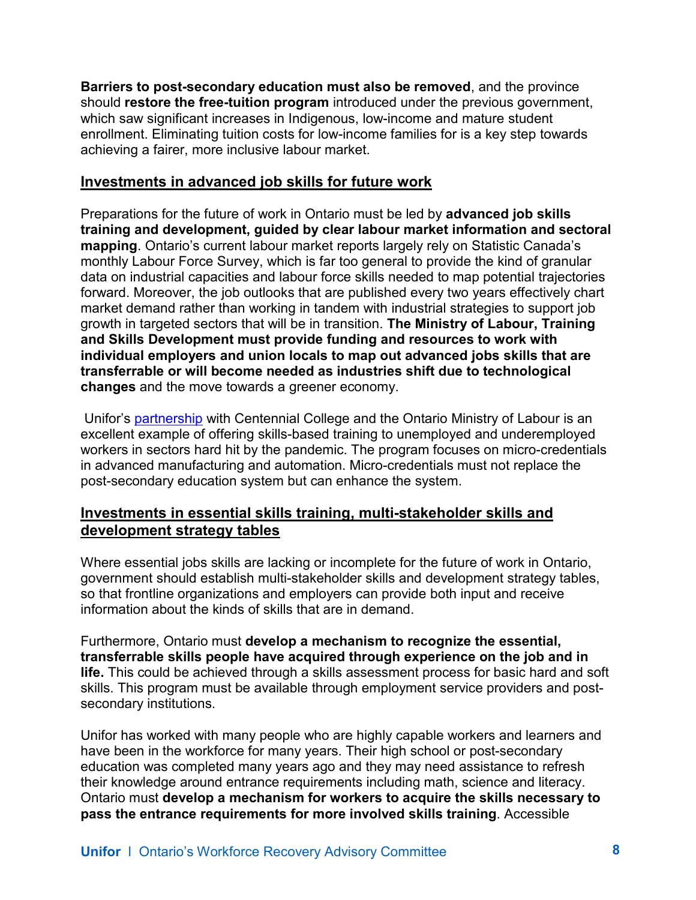**Barriers to post-secondary education must also be removed**, and the province should **restore the free-tuition program** introduced under the previous government, which saw significant increases in Indigenous, low-income and mature student enrollment. Eliminating tuition costs for low-income families for is a key step towards achieving a fairer, more inclusive labour market.

## Investments in advanced job skills for future work

Preparations for the future of work in Ontario must be led by **advanced job skills training and development, guided by clear labour market information and sectoral mapping**. Ontario's current labour market reports largely rely on Statistic Canada's monthly Labour Force Survey, which is far too general to provide the kind of granular data on industrial capacities and labour force skills needed to map potential trajectories forward. Moreover, the job outlooks that are published every two years effectively chart market demand rather than working in tandem with industrial strategies to support job growth in targeted sectors that will be in transition. **The Ministry of Labour, Training and Skills Development must provide funding and resources to work with individual employers and union locals to map out advanced jobs skills that are transferrable or will become needed as industries shift due to technological changes** and the move towards a greener economy.

Unifor's partnership with Centennial College and the Ontario Ministry of Labour is an excellent example of offering skills-based training to unemployed and underemployed workers in sectors hard hit by the pandemic. The program focuses on micro-credentials in advanced manufacturing and automation. Micro-credentials must not replace the post-secondary education system but can enhance the system.

## Investments in essential skills training, multi-stakeholder skills and development strategy tables

Where essential jobs skills are lacking or incomplete for the future of work in Ontario, government should establish multi-stakeholder skills and development strategy tables, so that frontline organizations and employers can provide both input and receive information about the kinds of skills that are in demand.

Furthermore, Ontario must **develop a mechanism to recognize the essential, transferrable skills people have acquired through experience on the job and in life.** This could be achieved through a skills assessment process for basic hard and soft skills. This program must be available through employment service providers and post-secondary institutions.

Unifor has worked with many people who are highly capable workers and learners and have been in the workforce for many years. Their high school or post-secondary education was completed many years ago and they may need assistance to refresh their knowledge around entrance requirements including math, science and literacy. Ontario must **develop a mechanism for workers to acquire the skills necessary to pass the entrance requirements for more involved skills training**. Accessible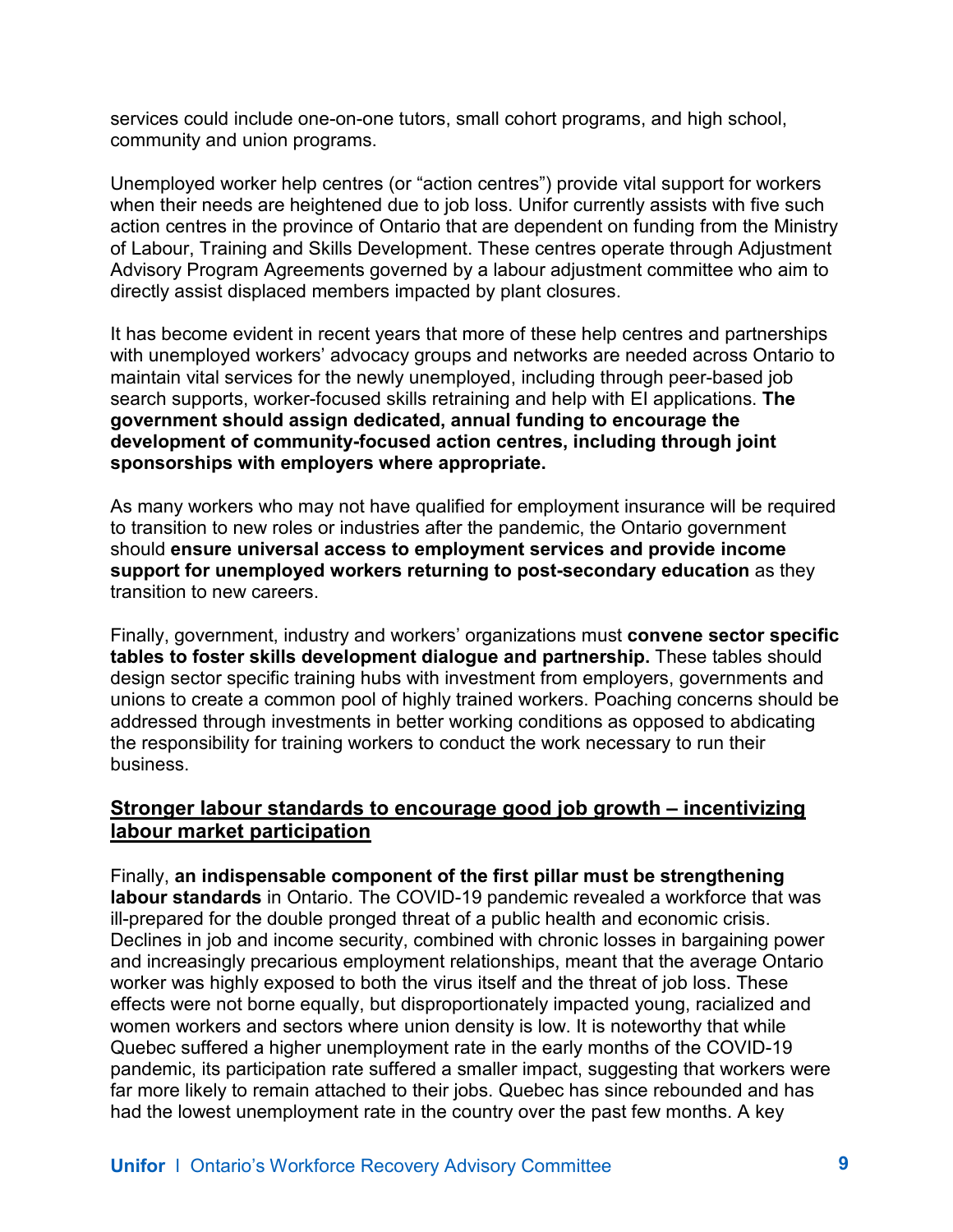services could include one-on-one tutors, small cohort programs, and high school, community and union programs.

Unemployed worker help centres (or "action centres") provide vital support for workers when their needs are heightened due to job loss. Unifor currently assists with five such action centres in the province of Ontario that are dependent on funding from the Ministry of Labour, Training and Skills Development. These centres operate through Adjustment Advisory Program Agreements governed by a labour adjustment committee who aim to directly assist displaced members impacted by plant closures.

It has become evident in recent years that more of these help centres and partnerships with unemployed workers' advocacy groups and networks are needed across Ontario to maintain vital services for the newly unemployed, including through peer-based job search supports, worker-focused skills retraining and help with EI applications. **The government should assign dedicated, annual funding to encourage the development of community-focused action centres, including through joint sponsorships with employers where appropriate.**

As many workers who may not have qualified for employment insurance will be required to transition to new roles or industries after the pandemic, the Ontario government should **ensure universal access to employment services and provide income support for unemployed workers returning to post-secondary education** as they transition to new careers.

Finally, government, industry and workers' organizations must **convene sector specific tables to foster skills development dialogue and partnership.** These tables should design sector specific training hubs with investment from employers, governments and unions to create a common pool of highly trained workers. Poaching concerns should be addressed through investments in better working conditions as opposed to abdicating the responsibility for training workers to conduct the work necessary to run their business.

## Stronger labour standards to encourage good job growth – incentivizing labour market participation

Finally, **an indispensable component of the first pillar must be strengthening labour standards** in Ontario. The COVID-19 pandemic revealed a workforce that was ill-prepared for the double pronged threat of a public health and economic crisis. Declines in job and income security, combined with chronic losses in bargaining power and increasingly precarious employment relationships, meant that the average Ontario worker was highly exposed to both the virus itself and the threat of job loss. These effects were not borne equally, but disproportionately impacted young, racialized and women workers and sectors where union density is low. It is noteworthy that while Quebec suffered a higher unemployment rate in the early months of the COVID-19 pandemic, its participation rate suffered a smaller impact, suggesting that workers were far more likely to remain attached to their jobs. Quebec has since rebounded and has had the lowest unemployment rate in the country over the past few months. A key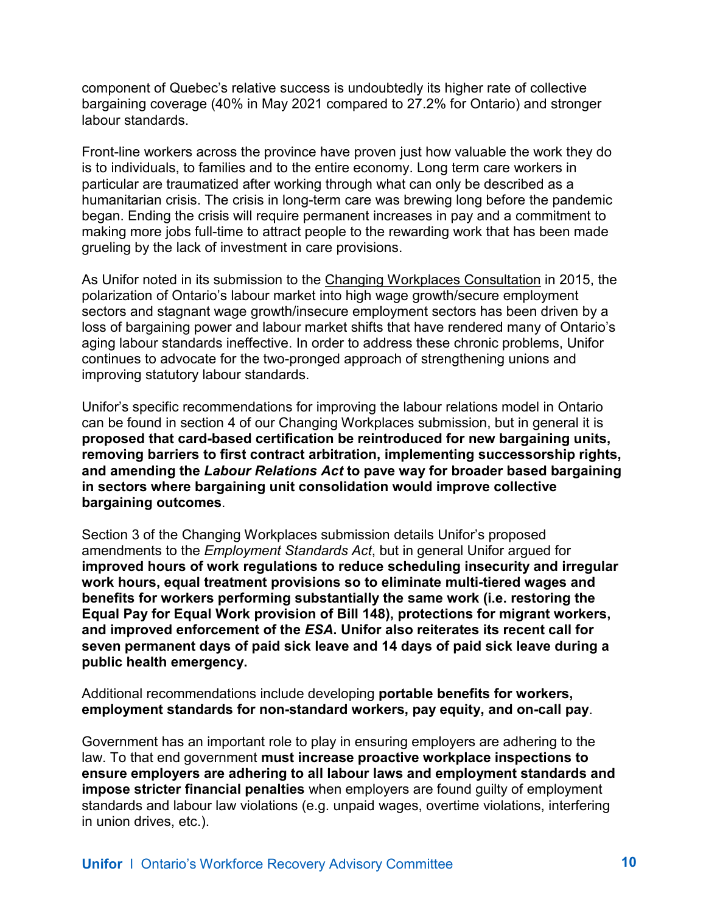component of Quebec's relative success is undoubtedly its higher rate of collective bargaining coverage (40% in May 2021 compared to 27.2% for Ontario) and stronger labour standards.

Front-line workers across the province have proven just how valuable the work they do is to individuals, to families and to the entire economy. Long term care workers in particular are traumatized after working through what can only be described as a humanitarian crisis. The crisis in long-term care was brewing long before the pandemic began. Ending the crisis will require permanent increases in pay and a commitment to making more jobs full-time to attract people to the rewarding work that has been made grueling by the lack of investment in care provisions.

As Unifor noted in its submission to the Changing Workplaces Consultation in 2015, the polarization of Ontario's labour market into high wage growth/secure employment sectors and stagnant wage growth/insecure employment sectors has been driven by a loss of bargaining power and labour market shifts that have rendered many of Ontario's aging labour standards ineffective. In order to address these chronic problems, Unifor continues to advocate for the two-pronged approach of strengthening unions and improving statutory labour standards.

Unifor's specific recommendations for improving the labour relations model in Ontario can be found in section 4 of our Changing Workplaces submission, but in general it is **proposed that card-based certification be reintroduced for new bargaining units, removing barriers to first contract arbitration, implementing successorship rights, and amending the *Labour Relations Act* to pave way for broader based bargaining in sectors where bargaining unit consolidation would improve collective bargaining outcomes**.

Section 3 of the Changing Workplaces submission details Unifor's proposed amendments to the *Employment Standards Act*, but in general Unifor argued for **improved hours of work regulations to reduce scheduling insecurity and irregular work hours, equal treatment provisions so to eliminate multi-tiered wages and benefits for workers performing substantially the same work (i.e. restoring the Equal Pay for Equal Work provision of Bill 148), protections for migrant workers, and improved enforcement of the *ESA*. Unifor also reiterates its recent call for seven permanent days of paid sick leave and 14 days of paid sick leave during a public health emergency.**

Additional recommendations include developing **portable benefits for workers, employment standards for non-standard workers, pay equity, and on-call pay**.

Government has an important role to play in ensuring employers are adhering to the law. To that end government **must increase proactive workplace inspections to ensure employers are adhering to all labour laws and employment standards and impose stricter financial penalties** when employers are found guilty of employment standards and labour law violations (e.g. unpaid wages, overtime violations, interfering in union drives, etc.).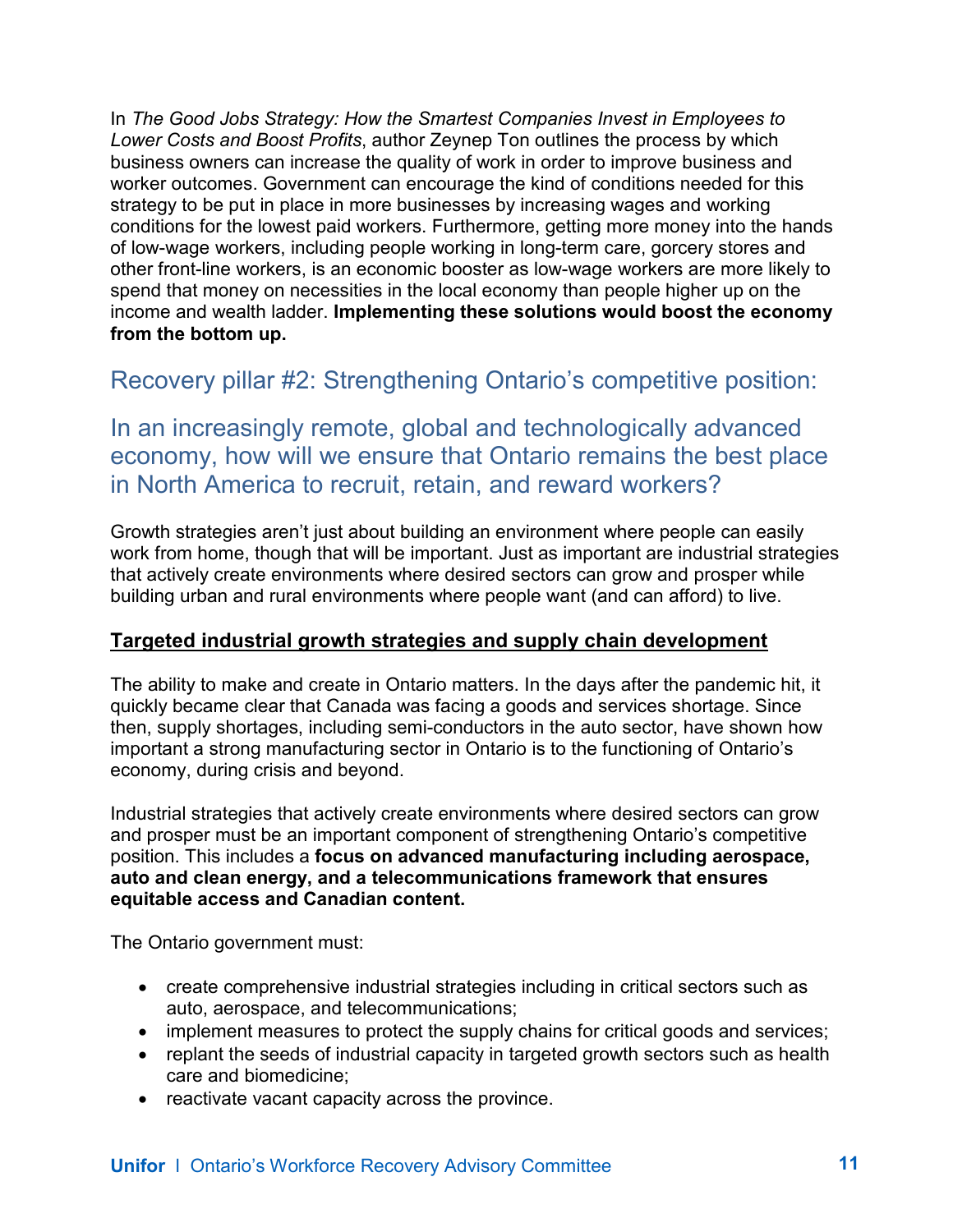In *The Good Jobs Strategy: How the Smartest Companies Invest in Employees to Lower Costs and Boost Profits*, author Zeynep Ton outlines the process by which business owners can increase the quality of work in order to improve business and worker outcomes. Government can encourage the kind of conditions needed for this strategy to be put in place in more businesses by increasing wages and working conditions for the lowest paid workers. Furthermore, getting more money into the hands of low-wage workers, including people working in long-term care, gorcery stores and other front-line workers, is an economic booster as low-wage workers are more likely to spend that money on necessities in the local economy than people higher up on the income and wealth ladder. **Implementing these solutions would boost the economy from the bottom up.**

## Recovery pillar #2: Strengthening Ontario's competitive position:

## In an increasingly remote, global and technologically advanced economy, how will we ensure that Ontario remains the best place in North America to recruit, retain, and reward workers?

Growth strategies aren't just about building an environment where people can easily work from home, though that will be important. Just as important are industrial strategies that actively create environments where desired sectors can grow and prosper while building urban and rural environments where people want (and can afford) to live.

### Targeted industrial growth strategies and supply chain development

The ability to make and create in Ontario matters. In the days after the pandemic hit, it quickly became clear that Canada was facing a goods and services shortage. Since then, supply shortages, including semi-conductors in the auto sector, have shown how important a strong manufacturing sector in Ontario is to the functioning of Ontario's economy, during crisis and beyond.

Industrial strategies that actively create environments where desired sectors can grow and prosper must be an important component of strengthening Ontario's competitive position. This includes a **focus on advanced manufacturing including aerospace, auto and clean energy, and a telecommunications framework that ensures equitable access and Canadian content.**

The Ontario government must:

- create comprehensive industrial strategies including in critical sectors such as auto, aerospace, and telecommunications;
- implement measures to protect the supply chains for critical goods and services;
- replant the seeds of industrial capacity in targeted growth sectors such as health care and biomedicine;
- reactivate vacant capacity across the province.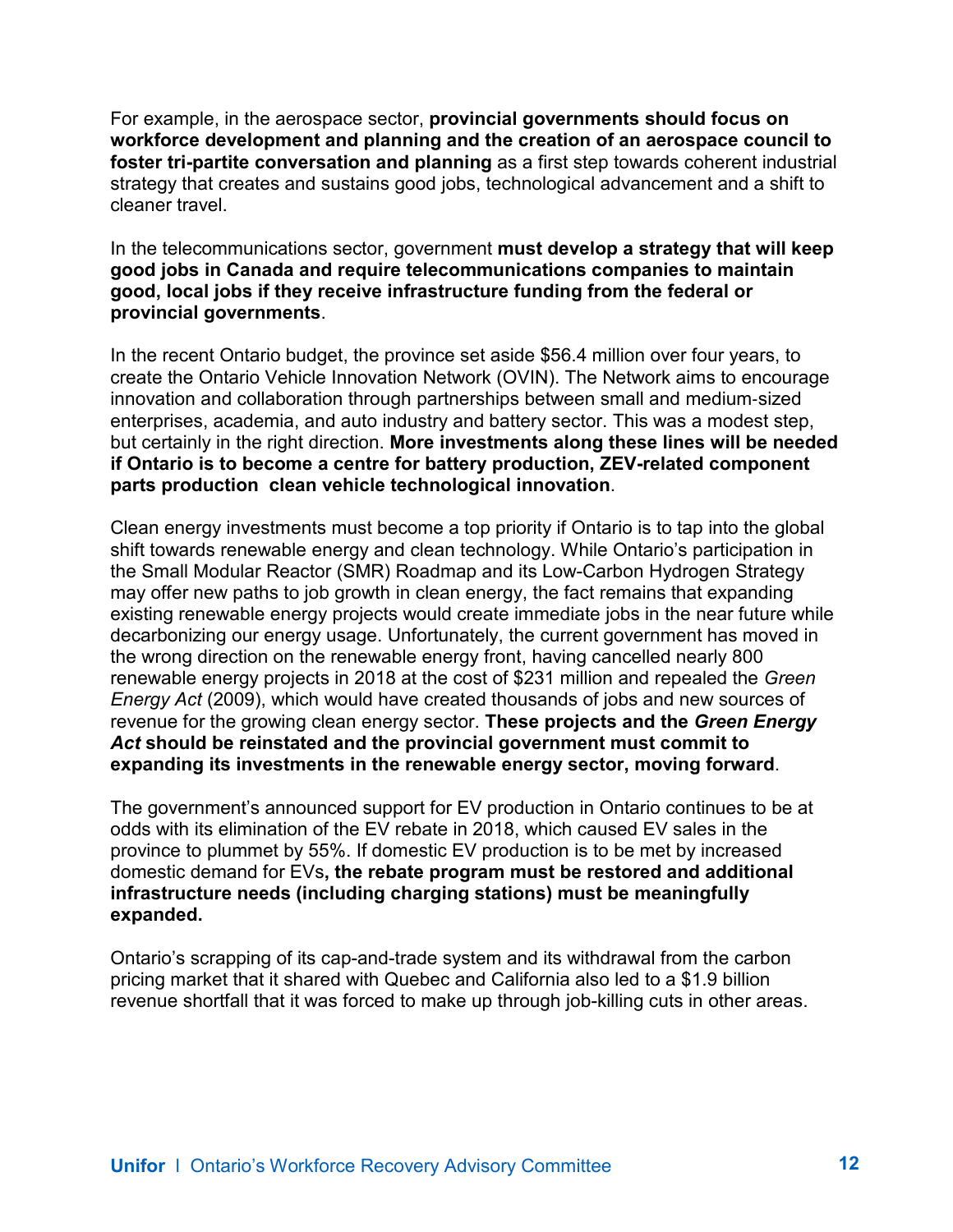For example, in the aerospace sector, **provincial governments should focus on workforce development and planning and the creation of an aerospace council to foster tri-partite conversation and planning** as a first step towards coherent industrial strategy that creates and sustains good jobs, technological advancement and a shift to cleaner travel.

In the telecommunications sector, government **must develop a strategy that will keep good jobs in Canada and require telecommunications companies to maintain good, local jobs if they receive infrastructure funding from the federal or provincial governments**.

In the recent Ontario budget, the province set aside $56.4 million over four years, to create the Ontario Vehicle Innovation Network (OVIN). The Network aims to encourage innovation and collaboration through partnerships between small and medium-sized enterprises, academia, and auto industry and battery sector. This was a modest step, but certainly in the right direction. **More investments along these lines will be needed if Ontario is to become a centre for battery production, ZEV-related component parts production clean vehicle technological innovation**.

Clean energy investments must become a top priority if Ontario is to tap into the global shift towards renewable energy and clean technology. While Ontario's participation in the Small Modular Reactor (SMR) Roadmap and its Low-Carbon Hydrogen Strategy may offer new paths to job growth in clean energy, the fact remains that expanding existing renewable energy projects would create immediate jobs in the near future while decarbonizing our energy usage. Unfortunately, the current government has moved in the wrong direction on the renewable energy front, having cancelled nearly 800 renewable energy projects in 2018 at the cost of $231 million and repealed the *Green Energy Act* (2009), which would have created thousands of jobs and new sources of revenue for the growing clean energy sector. **These projects and the *Green Energy Act* should be reinstated and the provincial government must commit to expanding its investments in the renewable energy sector, moving forward**.

The government's announced support for EV production in Ontario continues to be at odds with its elimination of the EV rebate in 2018, which caused EV sales in the province to plummet by 55%. If domestic EV production is to be met by increased domestic demand for EVs**, the rebate program must be restored and additional infrastructure needs (including charging stations) must be meaningfully expanded.**

Ontario's scrapping of its cap-and-trade system and its withdrawal from the carbon pricing market that it shared with Quebec and California also led to a $1.9 billion revenue shortfall that it was forced to make up through job-killing cuts in other areas.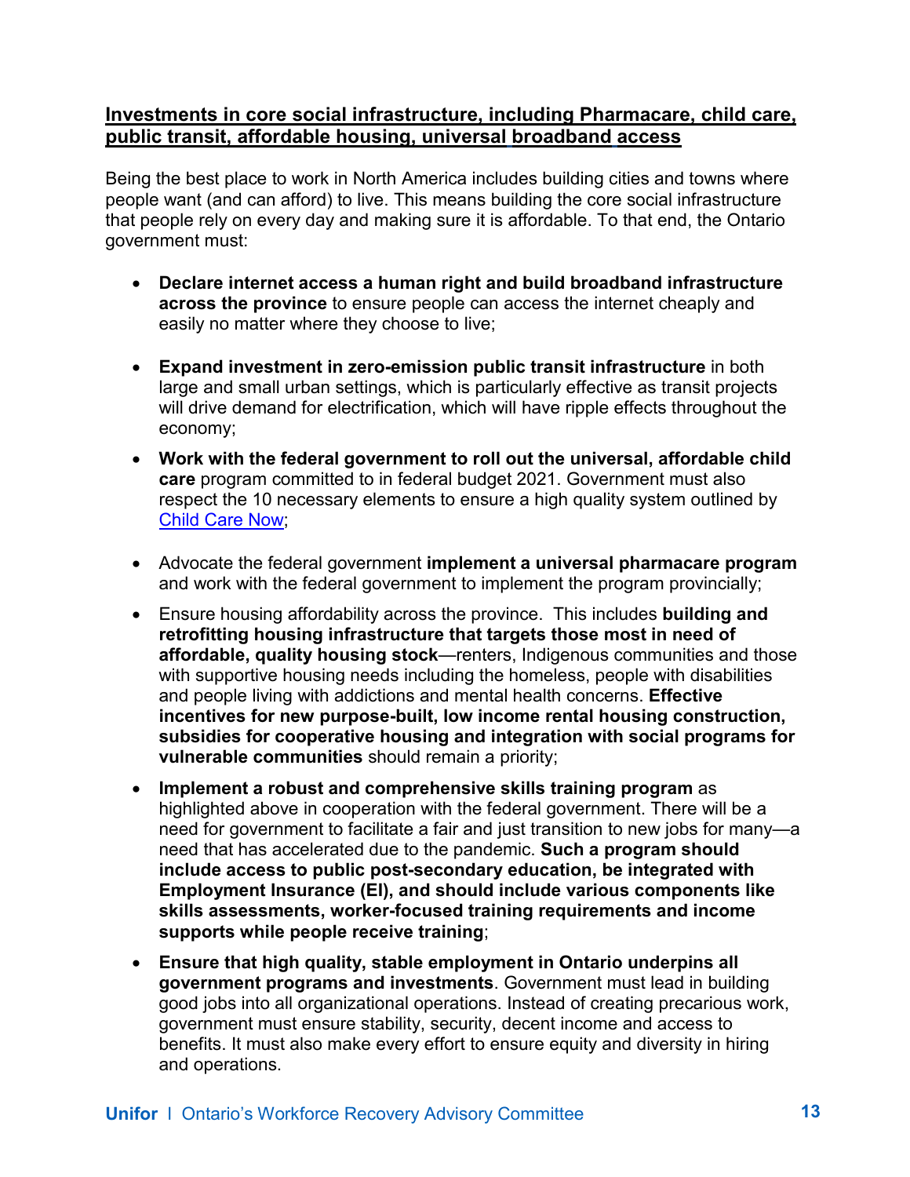**Investments in core social infrastructure, including Pharmacare, child care, public transit, affordable housing, universal broadband access**

Being the best place to work in North America includes building cities and towns where people want (and can afford) to live. This means building the core social infrastructure that people rely on every day and making sure it is affordable. To that end, the Ontario government must:

- **Declare internet access a human right and build broadband infrastructure across the province** to ensure people can access the internet cheaply and easily no matter where they choose to live;
- **Expand investment in zero-emission public transit infrastructure** in both large and small urban settings, which is particularly effective as transit projects will drive demand for electrification, which will have ripple effects throughout the economy;
- **Work with the federal government to roll out the universal, affordable child care** program committed to in federal budget 2021. Government must also respect the 10 necessary elements to ensure a high quality system outlined by Child Care Now;
- Advocate the federal government **implement a universal pharmacare program** and work with the federal government to implement the program provincially;
- Ensure housing affordability across the province. This includes **building and retrofitting housing infrastructure that targets those most in need of affordable, quality housing stock**—renters, Indigenous communities and those with supportive housing needs including the homeless, people with disabilities and people living with addictions and mental health concerns. **Effective incentives for new purpose-built, low income rental housing construction, subsidies for cooperative housing and integration with social programs for vulnerable communities** should remain a priority;
- **Implement a robust and comprehensive skills training program** as highlighted above in cooperation with the federal government. There will be a need for government to facilitate a fair and just transition to new jobs for many—a need that has accelerated due to the pandemic. **Such a program should include access to public post-secondary education, be integrated with Employment Insurance (EI), and should include various components like skills assessments, worker-focused training requirements and income supports while people receive training**;
- **Ensure that high quality, stable employment in Ontario underpins all government programs and investments**. Government must lead in building good jobs into all organizational operations. Instead of creating precarious work, government must ensure stability, security, decent income and access to benefits. It must also make every effort to ensure equity and diversity in hiring and operations.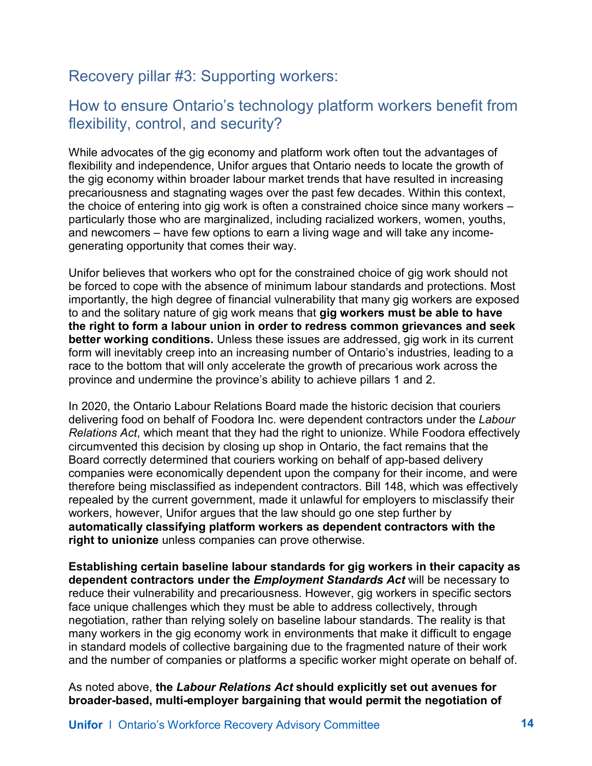## Recovery pillar #3: Supporting workers:

## How to ensure Ontario's technology platform workers benefit from flexibility, control, and security?

While advocates of the gig economy and platform work often tout the advantages of flexibility and independence, Unifor argues that Ontario needs to locate the growth of the gig economy within broader labour market trends that have resulted in increasing precariousness and stagnating wages over the past few decades. Within this context, the choice of entering into gig work is often a constrained choice since many workers – particularly those who are marginalized, including racialized workers, women, youths, and newcomers – have few options to earn a living wage and will take any income-generating opportunity that comes their way.

Unifor believes that workers who opt for the constrained choice of gig work should not be forced to cope with the absence of minimum labour standards and protections. Most importantly, the high degree of financial vulnerability that many gig workers are exposed to and the solitary nature of gig work means that **gig workers must be able to have the right to form a labour union in order to redress common grievances and seek better working conditions.** Unless these issues are addressed, gig work in its current form will inevitably creep into an increasing number of Ontario's industries, leading to a race to the bottom that will only accelerate the growth of precarious work across the province and undermine the province's ability to achieve pillars 1 and 2.

In 2020, the Ontario Labour Relations Board made the historic decision that couriers delivering food on behalf of Foodora Inc. were dependent contractors under the *Labour Relations Act*, which meant that they had the right to unionize. While Foodora effectively circumvented this decision by closing up shop in Ontario, the fact remains that the Board correctly determined that couriers working on behalf of app-based delivery companies were economically dependent upon the company for their income, and were therefore being misclassified as independent contractors. Bill 148, which was effectively repealed by the current government, made it unlawful for employers to misclassify their workers, however, Unifor argues that the law should go one step further by **automatically classifying platform workers as dependent contractors with the right to unionize** unless companies can prove otherwise.

**Establishing certain baseline labour standards for gig workers in their capacity as dependent contractors under the *Employment Standards Act*** will be necessary to reduce their vulnerability and precariousness. However, gig workers in specific sectors face unique challenges which they must be able to address collectively, through negotiation, rather than relying solely on baseline labour standards. The reality is that many workers in the gig economy work in environments that make it difficult to engage in standard models of collective bargaining due to the fragmented nature of their work and the number of companies or platforms a specific worker might operate on behalf of.

As noted above, **the *Labour Relations Act* should explicitly set out avenues for broader-based, multi-employer bargaining that would permit the negotiation of**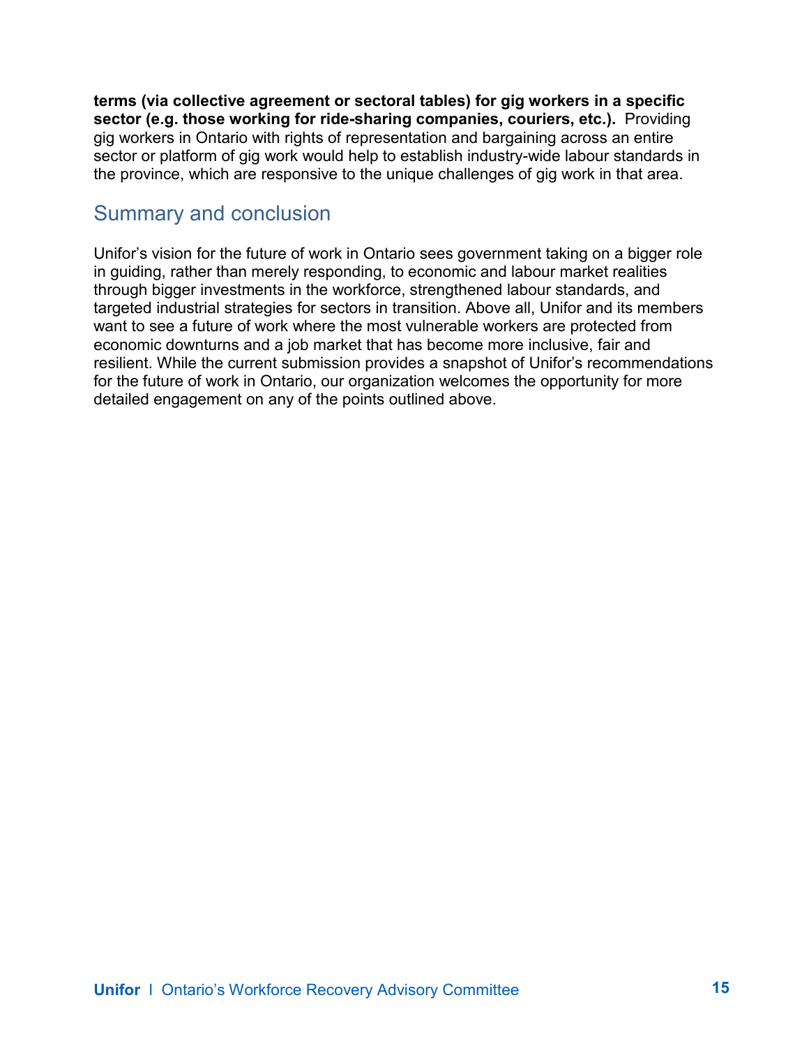**terms (via collective agreement or sectoral tables) for gig workers in a specific sector (e.g. those working for ride-sharing companies, couriers, etc.).** Providing gig workers in Ontario with rights of representation and bargaining across an entire sector or platform of gig work would help to establish industry-wide labour standards in the province, which are responsive to the unique challenges of gig work in that area.

## Summary and conclusion

Unifor's vision for the future of work in Ontario sees government taking on a bigger role in guiding, rather than merely responding, to economic and labour market realities through bigger investments in the workforce, strengthened labour standards, and targeted industrial strategies for sectors in transition. Above all, Unifor and its members want to see a future of work where the most vulnerable workers are protected from economic downturns and a job market that has become more inclusive, fair and resilient. While the current submission provides a snapshot of Unifor's recommendations for the future of work in Ontario, our organization welcomes the opportunity for more detailed engagement on any of the points outlined above.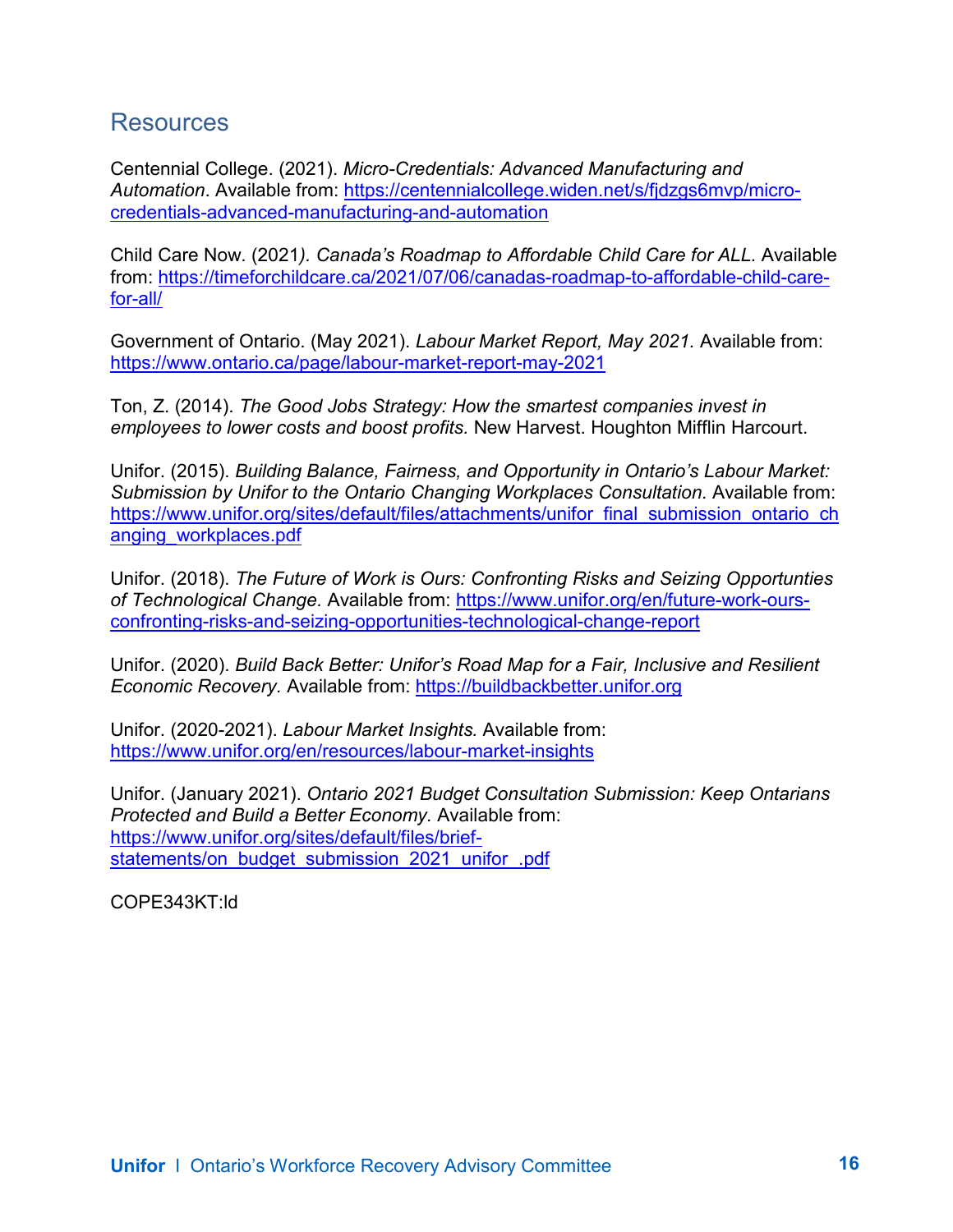## Resources

Centennial College. (2021). *Micro-Credentials: Advanced Manufacturing and Automation*. Available from: https://centennialcollege.widen.net/s/fjdzgs6mvp/micro-credentials-advanced-manufacturing-and-automation

Child Care Now. (2021*). Canada's Roadmap to Affordable Child Care for ALL.* Available from: https://timeforchildcare.ca/2021/07/06/canadas-roadmap-to-affordable-child-care-for-all/

Government of Ontario. (May 2021). *Labour Market Report, May 2021.* Available from: https://www.ontario.ca/page/labour-market-report-may-2021

Ton, Z. (2014). *The Good Jobs Strategy: How the smartest companies invest in employees to lower costs and boost profits.* New Harvest. Houghton Mifflin Harcourt.

Unifor. (2015). *Building Balance, Fairness, and Opportunity in Ontario's Labour Market: Submission by Unifor to the Ontario Changing Workplaces Consultation.* Available from: https://www.unifor.org/sites/default/files/attachments/unifor_final_submission_ontario_changing_workplaces.pdf

Unifor. (2018). *The Future of Work is Ours: Confronting Risks and Seizing Opportunties of Technological Change.* Available from: https://www.unifor.org/en/future-work-ours-confronting-risks-and-seizing-opportunities-technological-change-report

Unifor. (2020). *Build Back Better: Unifor's Road Map for a Fair, Inclusive and Resilient Economic Recovery.* Available from: https://buildbackbetter.unifor.org

Unifor. (2020-2021). *Labour Market Insights.* Available from: https://www.unifor.org/en/resources/labour-market-insights

Unifor. (January 2021). *Ontario 2021 Budget Consultation Submission: Keep Ontarians Protected and Build a Better Economy.* Available from: https://www.unifor.org/sites/default/files/brief-statements/on_budget_submission_2021_unifor_.pdf

COPE343KT:ld